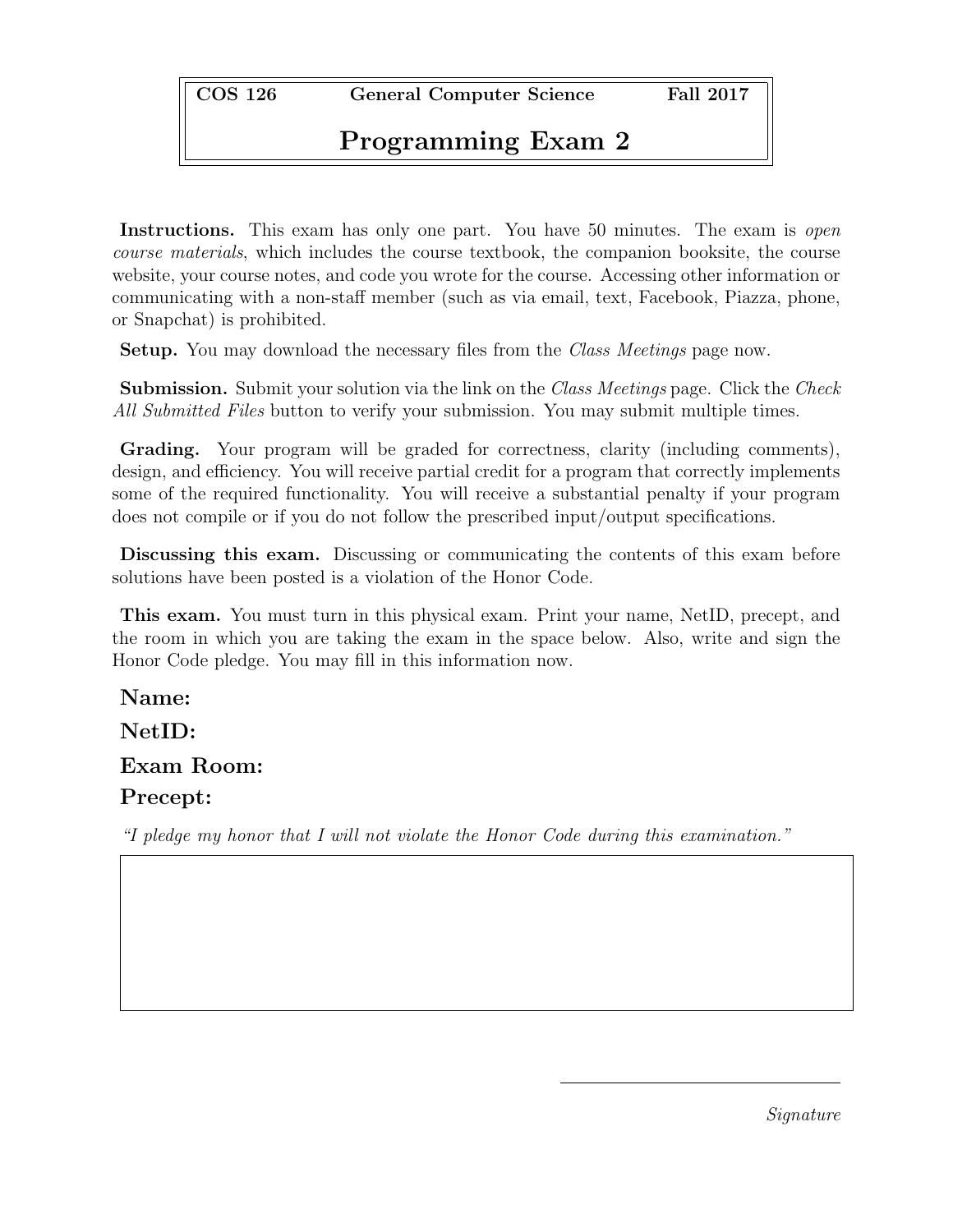**COS 126 General Computer Science Fall 2017**

# Programming Exam 2

**Instructions.** This exam has only one part. You have 50 minutes. The exam is *open course materials*, which includes the course textbook, the companion booksite, the course website, your course notes, and code you wrote for the course. Accessing other information or communicating with a non-staff member (such as via email, text, Facebook, Piazza, phone, or Snapchat) is prohibited.

**Setup.** You may download the necessary files from the *Class Meetings* page now.

**Submission.** Submit your solution via the link on the *Class Meetings* page. Click the *Check All Submitted Files* button to verify your submission. You may submit multiple times.

**Grading.** Your program will be graded for correctness, clarity (including comments), design, and efficiency. You will receive partial credit for a program that correctly implements some of the required functionality. You will receive a substantial penalty if your program does not compile or if you do not follow the prescribed input/output specifications.

**Discussing this exam.** Discussing or communicating the contents of this exam before solutions have been posted is a violation of the Honor Code.

**This exam.** You must turn in this physical exam. Print your name, NetID, precept, and the room in which you are taking the exam in the space below. Also, write and sign the Honor Code pledge. You may fill in this information now.

**Name:**

**NetID:**

**Exam Room:**

**Precept:**

*"I pledge my honor that I will not violate the Honor Code during this examination."*

*Signature*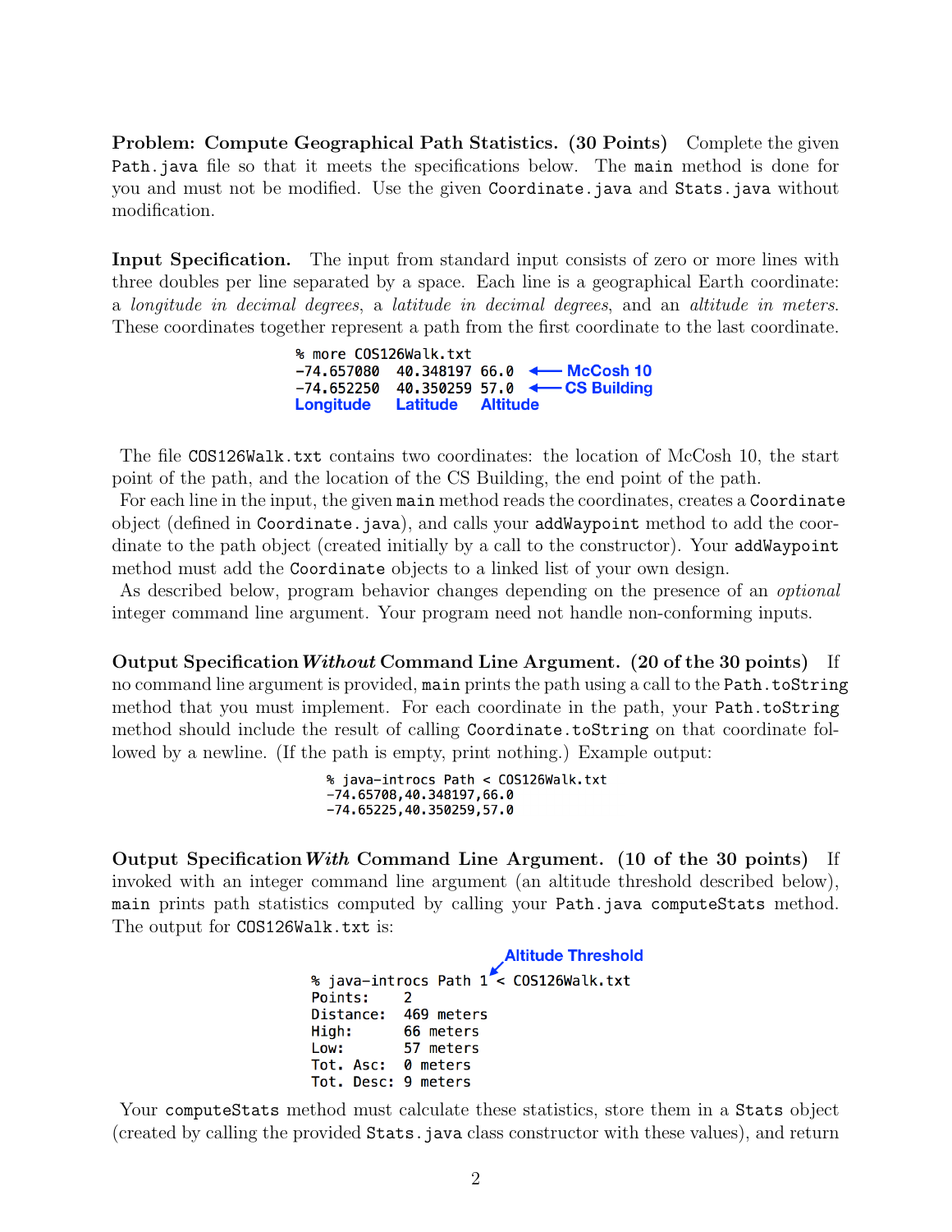**Problem: Compute Geographical Path Statistics. (30 Points)** Complete the given `Path.java` file so that it meets the specifications below. The `main` method is done for you and must not be modified. Use the given `Coordinate.java` and `Stats.java` without modification.

**Input Specification.** The input from standard input consists of zero or more lines with three doubles per line separated by a space. Each line is a geographical Earth coordinate: a *longitude in decimal degrees*, a *latitude in decimal degrees*, and an *altitude in meters*. These coordinates together represent a path from the first coordinate to the last coordinate.

```
% more COS126Walk.txt
-74.657080  40.348197 66.0   <-- McCosh 10
-74.652250  40.350259 57.0   <-- CS Building
Longitude   Latitude  Altitude
```

The file `COS126Walk.txt` contains two coordinates: the location of McCosh 10, the start point of the path, and the location of the CS Building, the end point of the path.

For each line in the input, the given `main` method reads the coordinates, creates a `Coordinate` object (defined in `Coordinate.java`), and calls your `addWaypoint` method to add the coordinate to the path object (created initially by a call to the constructor). Your `addWaypoint` method must add the `Coordinate` objects to a linked list of your own design.

As described below, program behavior changes depending on the presence of an *optional* integer command line argument. Your program need not handle non-conforming inputs.

**Output Specification *Without* Command Line Argument. (20 of the 30 points)** If no command line argument is provided, `main` prints the path using a call to the `Path.toString` method that you must implement. For each coordinate in the path, your `Path.toString` method should include the result of calling `Coordinate.toString` on that coordinate followed by a newline. (If the path is empty, print nothing.) Example output:

```
% java-introcs Path < COS126Walk.txt
-74.65708,40.348197,66.0
-74.65225,40.350259,57.0
```

**Output Specification *With* Command Line Argument. (10 of the 30 points)** If invoked with an integer command line argument (an altitude threshold described below), `main` prints path statistics computed by calling your `Path.java computeStats` method. The output for `COS126Walk.txt` is:

```
                    Altitude Threshold
                  ↙
% java-introcs Path 1 < COS126Walk.txt
Points:     2
Distance:   469 meters
High:       66 meters
Low:        57 meters
Tot. Asc:   0 meters
Tot. Desc:  9 meters
```

Your `computeStats` method must calculate these statistics, store them in a `Stats` object (created by calling the provided `Stats.java` class constructor with these values), and return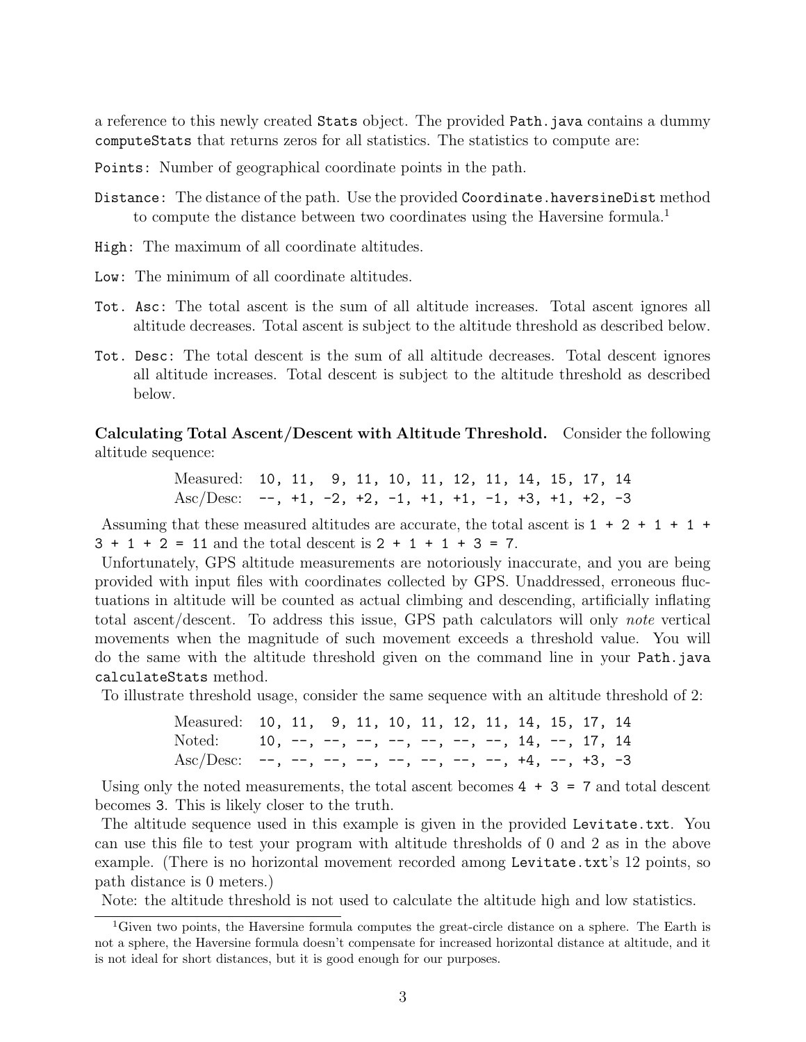a reference to this newly created `Stats` object. The provided `Path.java` contains a dummy `computeStats` that returns zeros for all statistics. The statistics to compute are:

`Points:` Number of geographical coordinate points in the path.

`Distance:` The distance of the path. Use the provided `Coordinate.haversineDist` method to compute the distance between two coordinates using the Haversine formula.[1]

`High:` The maximum of all coordinate altitudes.

`Low:` The minimum of all coordinate altitudes.

`Tot. Asc:` The total ascent is the sum of all altitude increases. Total ascent ignores all altitude decreases. Total ascent is subject to the altitude threshold as described below.

`Tot. Desc:` The total descent is the sum of all altitude decreases. Total descent ignores all altitude increases. Total descent is subject to the altitude threshold as described below.

**Calculating Total Ascent/Descent with Altitude Threshold.** Consider the following altitude sequence:

```
Measured:  10, 11,  9, 11, 10, 11, 12, 11, 14, 15, 17, 14
Asc/Desc:  --, +1, -2, +2, -1, +1, +1, -1, +3, +1, +2, -3
```

Assuming that these measured altitudes are accurate, the total ascent is `1 + 2 + 1 + 1 + 3 + 1 + 2 = 11` and the total descent is `2 + 1 + 1 + 3 = 7`.

Unfortunately, GPS altitude measurements are notoriously inaccurate, and you are being provided with input files with coordinates collected by GPS. Unaddressed, erroneous fluctuations in altitude will be counted as actual climbing and descending, artificially inflating total ascent/descent. To address this issue, GPS path calculators will only *note* vertical movements when the magnitude of such movement exceeds a threshold value. You will do the same with the altitude threshold given on the command line in your `Path.java` `calculateStats` method.

To illustrate threshold usage, consider the same sequence with an altitude threshold of 2:

```
Measured:  10, 11,  9, 11, 10, 11, 12, 11, 14, 15, 17, 14
Noted:     10, --, --, --, --, --, --, --, 14, --, 17, 14
Asc/Desc:  --, --, --, --, --, --, --, --, +4, --, +3, -3
```

Using only the noted measurements, the total ascent becomes `4 + 3 = 7` and total descent becomes `3`. This is likely closer to the truth.

The altitude sequence used in this example is given in the provided `Levitate.txt`. You can use this file to test your program with altitude thresholds of 0 and 2 as in the above example. (There is no horizontal movement recorded among `Levitate.txt`'s 12 points, so path distance is 0 meters.)

Note: the altitude threshold is not used to calculate the altitude high and low statistics.

[1] Given two points, the Haversine formula computes the great-circle distance on a sphere. The Earth is not a sphere, the Haversine formula doesn't compensate for increased horizontal distance at altitude, and it is not ideal for short distances, but it is good enough for our purposes.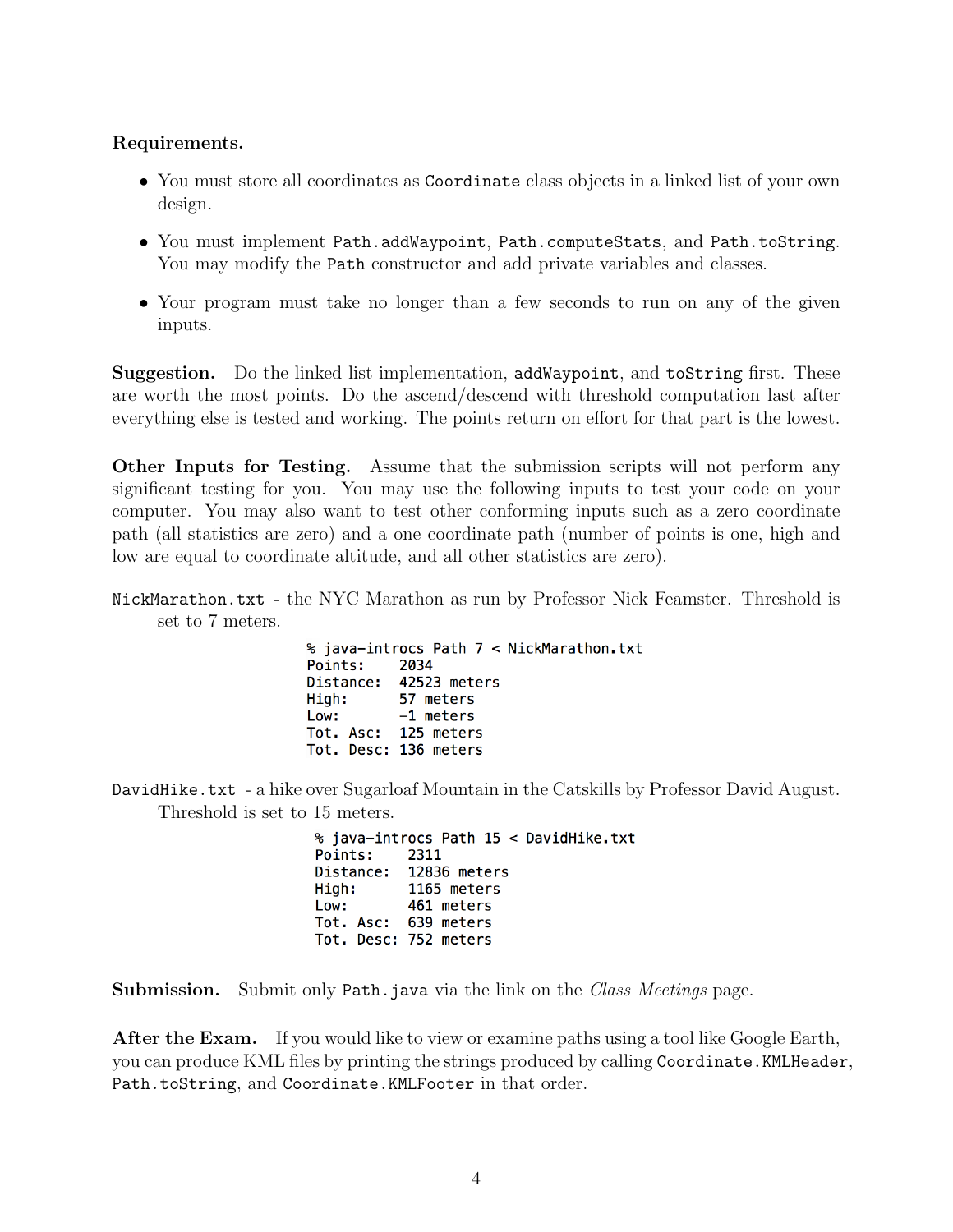**Requirements.**

- You must store all coordinates as `Coordinate` class objects in a linked list of your own design.
- You must implement `Path.addWaypoint`, `Path.computeStats`, and `Path.toString`. You may modify the `Path` constructor and add private variables and classes.
- Your program must take no longer than a few seconds to run on any of the given inputs.

**Suggestion.** Do the linked list implementation, `addWaypoint`, and `toString` first. These are worth the most points. Do the ascend/descend with threshold computation last after everything else is tested and working. The points return on effort for that part is the lowest.

**Other Inputs for Testing.** Assume that the submission scripts will not perform any significant testing for you. You may use the following inputs to test your code on your computer. You may also want to test other conforming inputs such as a zero coordinate path (all statistics are zero) and a one coordinate path (number of points is one, high and low are equal to coordinate altitude, and all other statistics are zero).

`NickMarathon.txt` - the NYC Marathon as run by Professor Nick Feamster. Threshold is set to 7 meters.

```
% java-introcs Path 7 < NickMarathon.txt
Points:    2034
Distance:  42523 meters
High:      57 meters
Low:       -1 meters
Tot. Asc:  125 meters
Tot. Desc: 136 meters
```

`DavidHike.txt` - a hike over Sugarloaf Mountain in the Catskills by Professor David August. Threshold is set to 15 meters.

```
% java-introcs Path 15 < DavidHike.txt
Points:    2311
Distance:  12836 meters
High:      1165 meters
Low:       461 meters
Tot. Asc:  639 meters
Tot. Desc: 752 meters
```

**Submission.** Submit only `Path.java` via the link on the *Class Meetings* page.

**After the Exam.** If you would like to view or examine paths using a tool like Google Earth, you can produce KML files by printing the strings produced by calling `Coordinate.KMLHeader`, `Path.toString`, and `Coordinate.KMLFooter` in that order.